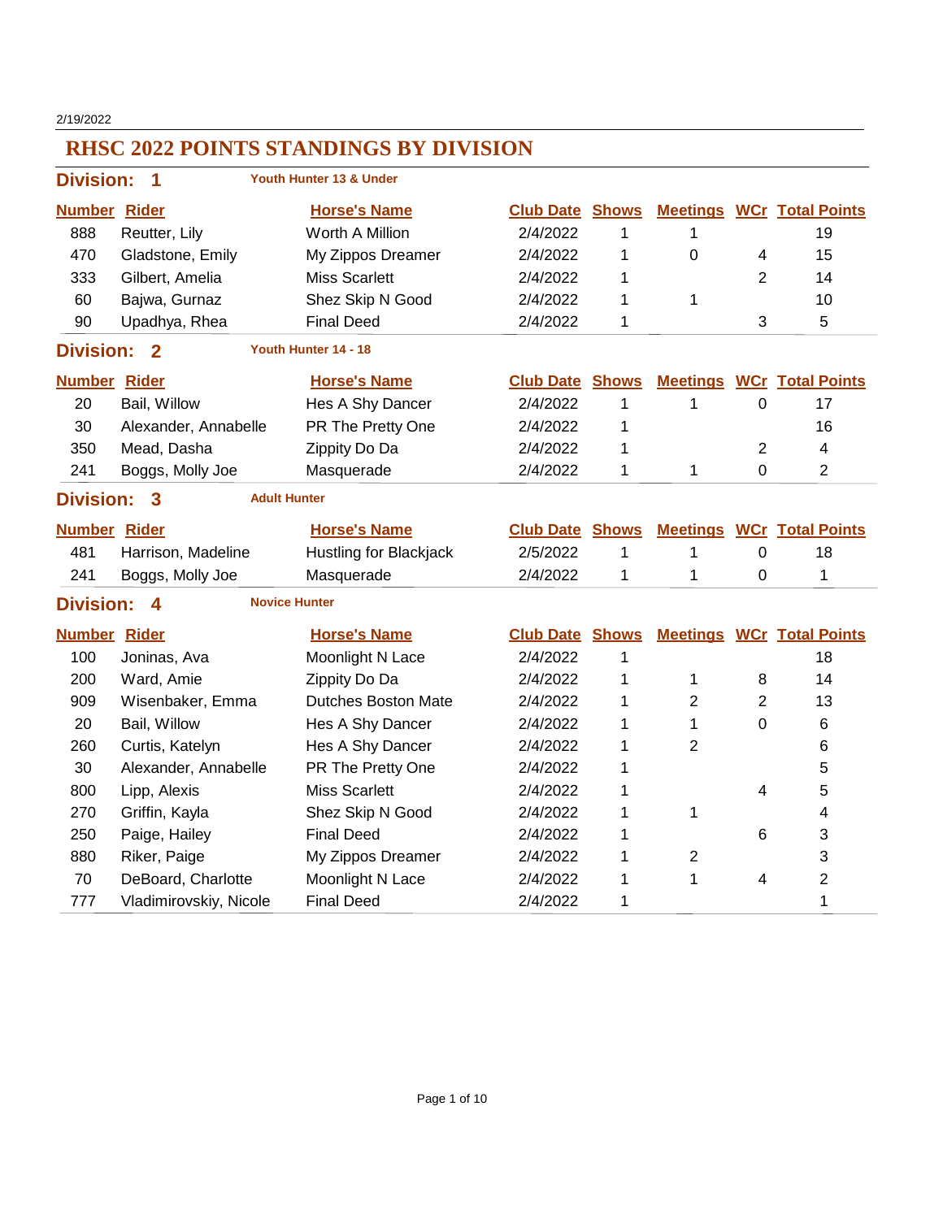2/19/2022

# RHSC 2022 POINTS STANDINGS BY DIVISION

## Division: 1 — Youth Hunter 13 & Under

| Number | Rider | Horse's Name | Club Date | Shows | Meetings | WCr | Total Points |
|---|---|---|---|---|---|---|---|
| 888 | Reutter, Lily | Worth A Million | 2/4/2022 | 1 | 1 | | 19 |
| 470 | Gladstone, Emily | My Zippos Dreamer | 2/4/2022 | 1 | 0 | 4 | 15 |
| 333 | Gilbert, Amelia | Miss Scarlett | 2/4/2022 | 1 | | 2 | 14 |
| 60 | Bajwa, Gurnaz | Shez Skip N Good | 2/4/2022 | 1 | 1 | | 10 |
| 90 | Upadhya, Rhea | Final Deed | 2/4/2022 | 1 | | 3 | 5 |

## Division: 2 — Youth Hunter 14 - 18

| Number | Rider | Horse's Name | Club Date | Shows | Meetings | WCr | Total Points |
|---|---|---|---|---|---|---|---|
| 20 | Bail, Willow | Hes A Shy Dancer | 2/4/2022 | 1 | 1 | 0 | 17 |
| 30 | Alexander, Annabelle | PR The Pretty One | 2/4/2022 | 1 | | | 16 |
| 350 | Mead, Dasha | Zippity Do Da | 2/4/2022 | 1 | | 2 | 4 |
| 241 | Boggs, Molly Joe | Masquerade | 2/4/2022 | 1 | 1 | 0 | 2 |

## Division: 3 — Adult Hunter

| Number | Rider | Horse's Name | Club Date | Shows | Meetings | WCr | Total Points |
|---|---|---|---|---|---|---|---|
| 481 | Harrison, Madeline | Hustling for Blackjack | 2/5/2022 | 1 | 1 | 0 | 18 |
| 241 | Boggs, Molly Joe | Masquerade | 2/4/2022 | 1 | 1 | 0 | 1 |

## Division: 4 — Novice Hunter

| Number | Rider | Horse's Name | Club Date | Shows | Meetings | WCr | Total Points |
|---|---|---|---|---|---|---|---|
| 100 | Joninas, Ava | Moonlight N Lace | 2/4/2022 | 1 | | | 18 |
| 200 | Ward, Amie | Zippity Do Da | 2/4/2022 | 1 | 1 | 8 | 14 |
| 909 | Wisenbaker, Emma | Dutches Boston Mate | 2/4/2022 | 1 | 2 | 2 | 13 |
| 20 | Bail, Willow | Hes A Shy Dancer | 2/4/2022 | 1 | 1 | 0 | 6 |
| 260 | Curtis, Katelyn | Hes A Shy Dancer | 2/4/2022 | 1 | 2 | | 6 |
| 30 | Alexander, Annabelle | PR The Pretty One | 2/4/2022 | 1 | | | 5 |
| 800 | Lipp, Alexis | Miss Scarlett | 2/4/2022 | 1 | | 4 | 5 |
| 270 | Griffin, Kayla | Shez Skip N Good | 2/4/2022 | 1 | 1 | | 4 |
| 250 | Paige, Hailey | Final Deed | 2/4/2022 | 1 | | 6 | 3 |
| 880 | Riker, Paige | My Zippos Dreamer | 2/4/2022 | 1 | 2 | | 3 |
| 70 | DeBoard, Charlotte | Moonlight N Lace | 2/4/2022 | 1 | 1 | 4 | 2 |
| 777 | Vladimirovskiy, Nicole | Final Deed | 2/4/2022 | 1 | | | 1 |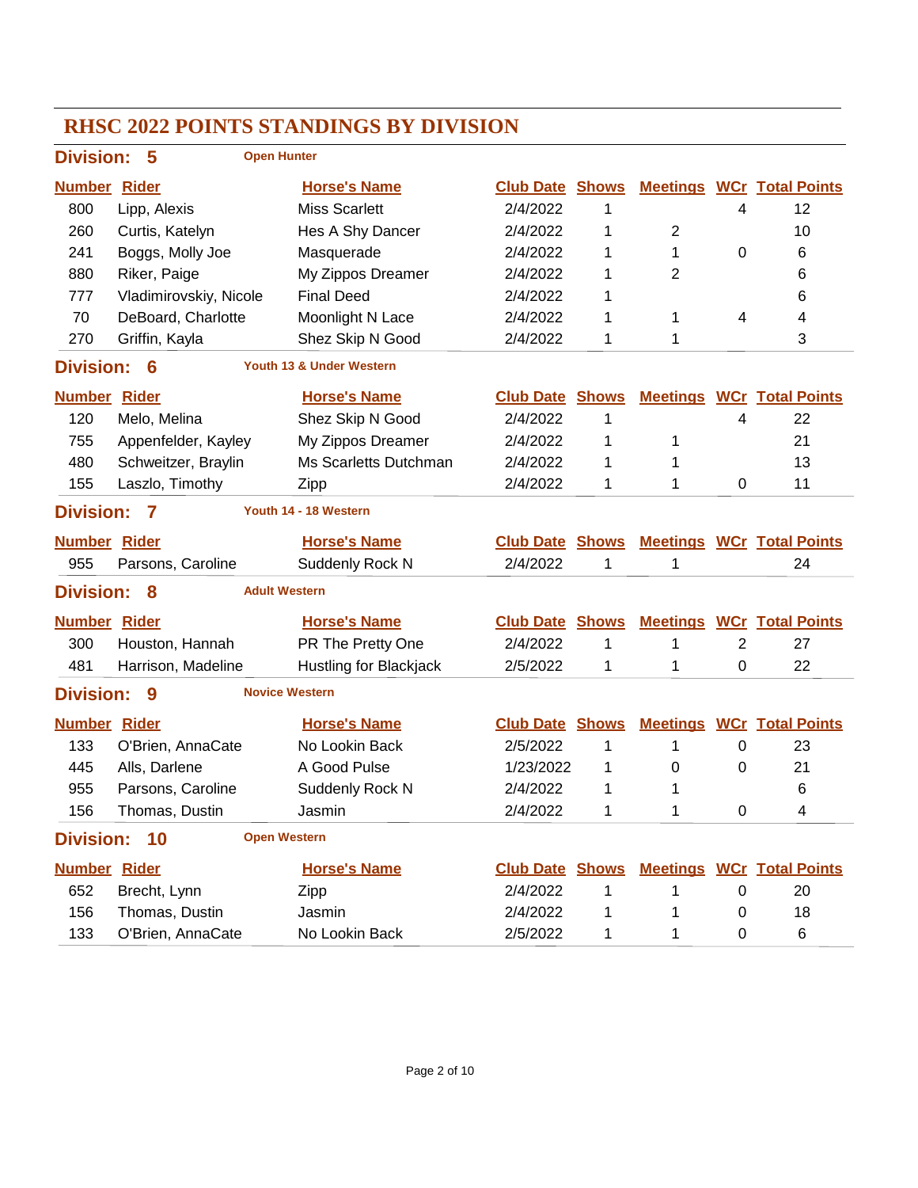# RHSC 2022 POINTS STANDINGS BY DIVISION

## Division: 5 — Open Hunter

| Number | Rider | Horse's Name | Club Date | Shows | Meetings | WCr | Total Points |
|---|---|---|---|---|---|---|---|
| 800 | Lipp, Alexis | Miss Scarlett | 2/4/2022 | 1 | | 4 | 12 |
| 260 | Curtis, Katelyn | Hes A Shy Dancer | 2/4/2022 | 1 | 2 | | 10 |
| 241 | Boggs, Molly Joe | Masquerade | 2/4/2022 | 1 | 1 | 0 | 6 |
| 880 | Riker, Paige | My Zippos Dreamer | 2/4/2022 | 1 | 2 | | 6 |
| 777 | Vladimirovskiy, Nicole | Final Deed | 2/4/2022 | 1 | | | 6 |
| 70 | DeBoard, Charlotte | Moonlight N Lace | 2/4/2022 | 1 | 1 | 4 | 4 |
| 270 | Griffin, Kayla | Shez Skip N Good | 2/4/2022 | 1 | 1 | | 3 |

## Division: 6 — Youth 13 & Under Western

| Number | Rider | Horse's Name | Club Date | Shows | Meetings | WCr | Total Points |
|---|---|---|---|---|---|---|---|
| 120 | Melo, Melina | Shez Skip N Good | 2/4/2022 | 1 | | 4 | 22 |
| 755 | Appenfelder, Kayley | My Zippos Dreamer | 2/4/2022 | 1 | 1 | | 21 |
| 480 | Schweitzer, Braylin | Ms Scarletts Dutchman | 2/4/2022 | 1 | 1 | | 13 |
| 155 | Laszlo, Timothy | Zipp | 2/4/2022 | 1 | 1 | 0 | 11 |

## Division: 7 — Youth 14 - 18 Western

| Number | Rider | Horse's Name | Club Date | Shows | Meetings | WCr | Total Points |
|---|---|---|---|---|---|---|---|
| 955 | Parsons, Caroline | Suddenly Rock N | 2/4/2022 | 1 | 1 | | 24 |

## Division: 8 — Adult Western

| Number | Rider | Horse's Name | Club Date | Shows | Meetings | WCr | Total Points |
|---|---|---|---|---|---|---|---|
| 300 | Houston, Hannah | PR The Pretty One | 2/4/2022 | 1 | 1 | 2 | 27 |
| 481 | Harrison, Madeline | Hustling for Blackjack | 2/5/2022 | 1 | 1 | 0 | 22 |

## Division: 9 — Novice Western

| Number | Rider | Horse's Name | Club Date | Shows | Meetings | WCr | Total Points |
|---|---|---|---|---|---|---|---|
| 133 | O'Brien, AnnaCate | No Lookin Back | 2/5/2022 | 1 | 1 | 0 | 23 |
| 445 | Alls, Darlene | A Good Pulse | 1/23/2022 | 1 | 0 | 0 | 21 |
| 955 | Parsons, Caroline | Suddenly Rock N | 2/4/2022 | 1 | 1 | | 6 |
| 156 | Thomas, Dustin | Jasmin | 2/4/2022 | 1 | 1 | 0 | 4 |

## Division: 10 — Open Western

| Number | Rider | Horse's Name | Club Date | Shows | Meetings | WCr | Total Points |
|---|---|---|---|---|---|---|---|
| 652 | Brecht, Lynn | Zipp | 2/4/2022 | 1 | 1 | 0 | 20 |
| 156 | Thomas, Dustin | Jasmin | 2/4/2022 | 1 | 1 | 0 | 18 |
| 133 | O'Brien, AnnaCate | No Lookin Back | 2/5/2022 | 1 | 1 | 0 | 6 |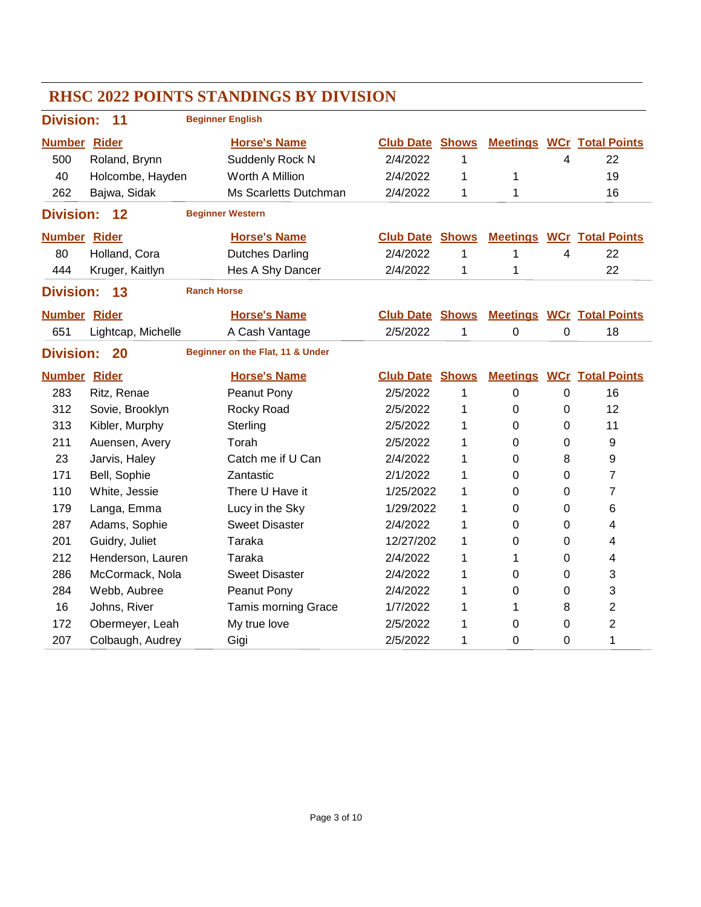# RHSC 2022 POINTS STANDINGS BY DIVISION

## Division: 11 — Beginner English

| Number | Rider | Horse's Name | Club Date | Shows | Meetings | WCr | Total Points |
|---|---|---|---|---|---|---|---|
| 500 | Roland, Brynn | Suddenly Rock N | 2/4/2022 | 1 | | 4 | 22 |
| 40 | Holcombe, Hayden | Worth A Million | 2/4/2022 | 1 | 1 | | 19 |
| 262 | Bajwa, Sidak | Ms Scarletts Dutchman | 2/4/2022 | 1 | 1 | | 16 |

## Division: 12 — Beginner Western

| Number | Rider | Horse's Name | Club Date | Shows | Meetings | WCr | Total Points |
|---|---|---|---|---|---|---|---|
| 80 | Holland, Cora | Dutches Darling | 2/4/2022 | 1 | 1 | 4 | 22 |
| 444 | Kruger, Kaitlyn | Hes A Shy Dancer | 2/4/2022 | 1 | 1 | | 22 |

## Division: 13 — Ranch Horse

| Number | Rider | Horse's Name | Club Date | Shows | Meetings | WCr | Total Points |
|---|---|---|---|---|---|---|---|
| 651 | Lightcap, Michelle | A Cash Vantage | 2/5/2022 | 1 | 0 | 0 | 18 |

## Division: 20 — Beginner on the Flat, 11 & Under

| Number | Rider | Horse's Name | Club Date | Shows | Meetings | WCr | Total Points |
|---|---|---|---|---|---|---|---|
| 283 | Ritz, Renae | Peanut Pony | 2/5/2022 | 1 | 0 | 0 | 16 |
| 312 | Sovie, Brooklyn | Rocky Road | 2/5/2022 | 1 | 0 | 0 | 12 |
| 313 | Kibler, Murphy | Sterling | 2/5/2022 | 1 | 0 | 0 | 11 |
| 211 | Auensen, Avery | Torah | 2/5/2022 | 1 | 0 | 0 | 9 |
| 23 | Jarvis, Haley | Catch me if U Can | 2/4/2022 | 1 | 0 | 8 | 9 |
| 171 | Bell, Sophie | Zantastic | 2/1/2022 | 1 | 0 | 0 | 7 |
| 110 | White, Jessie | There U Have it | 1/25/2022 | 1 | 0 | 0 | 7 |
| 179 | Langa, Emma | Lucy in the Sky | 1/29/2022 | 1 | 0 | 0 | 6 |
| 287 | Adams, Sophie | Sweet Disaster | 2/4/2022 | 1 | 0 | 0 | 4 |
| 201 | Guidry, Juliet | Taraka | 12/27/202 | 1 | 0 | 0 | 4 |
| 212 | Henderson, Lauren | Taraka | 2/4/2022 | 1 | 1 | 0 | 4 |
| 286 | McCormack, Nola | Sweet Disaster | 2/4/2022 | 1 | 0 | 0 | 3 |
| 284 | Webb, Aubree | Peanut Pony | 2/4/2022 | 1 | 0 | 0 | 3 |
| 16 | Johns, River | Tamis morning Grace | 1/7/2022 | 1 | 1 | 8 | 2 |
| 172 | Obermeyer, Leah | My true love | 2/5/2022 | 1 | 0 | 0 | 2 |
| 207 | Colbaugh, Audrey | Gigi | 2/5/2022 | 1 | 0 | 0 | 1 |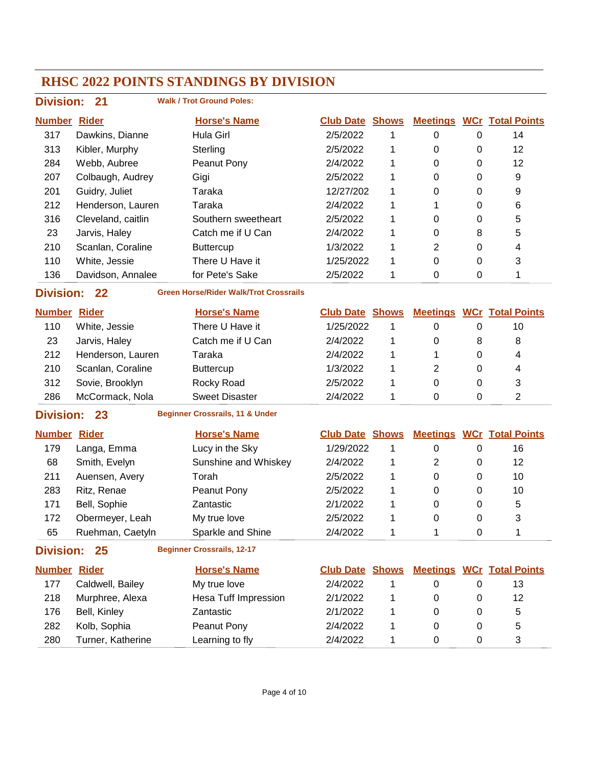# RHSC 2022 POINTS STANDINGS BY DIVISION

## Division: 21 — Walk / Trot Ground Poles:

| Number | Rider | Horse's Name | Club Date | Shows | Meetings | WCr | Total Points |
|---|---|---|---|---|---|---|---|
| 317 | Dawkins, Dianne | Hula Girl | 2/5/2022 | 1 | 0 | 0 | 14 |
| 313 | Kibler, Murphy | Sterling | 2/5/2022 | 1 | 0 | 0 | 12 |
| 284 | Webb, Aubree | Peanut Pony | 2/4/2022 | 1 | 0 | 0 | 12 |
| 207 | Colbaugh, Audrey | Gigi | 2/5/2022 | 1 | 0 | 0 | 9 |
| 201 | Guidry, Juliet | Taraka | 12/27/202 | 1 | 0 | 0 | 9 |
| 212 | Henderson, Lauren | Taraka | 2/4/2022 | 1 | 1 | 0 | 6 |
| 316 | Cleveland, caitlin | Southern sweetheart | 2/5/2022 | 1 | 0 | 0 | 5 |
| 23 | Jarvis, Haley | Catch me if U Can | 2/4/2022 | 1 | 0 | 8 | 5 |
| 210 | Scanlan, Coraline | Buttercup | 1/3/2022 | 1 | 2 | 0 | 4 |
| 110 | White, Jessie | There U Have it | 1/25/2022 | 1 | 0 | 0 | 3 |
| 136 | Davidson, Annalee | for Pete's Sake | 2/5/2022 | 1 | 0 | 0 | 1 |

## Division: 22 — Green Horse/Rider Walk/Trot Crossrails

| Number | Rider | Horse's Name | Club Date | Shows | Meetings | WCr | Total Points |
|---|---|---|---|---|---|---|---|
| 110 | White, Jessie | There U Have it | 1/25/2022 | 1 | 0 | 0 | 10 |
| 23 | Jarvis, Haley | Catch me if U Can | 2/4/2022 | 1 | 0 | 8 | 8 |
| 212 | Henderson, Lauren | Taraka | 2/4/2022 | 1 | 1 | 0 | 4 |
| 210 | Scanlan, Coraline | Buttercup | 1/3/2022 | 1 | 2 | 0 | 4 |
| 312 | Sovie, Brooklyn | Rocky Road | 2/5/2022 | 1 | 0 | 0 | 3 |
| 286 | McCormack, Nola | Sweet Disaster | 2/4/2022 | 1 | 0 | 0 | 2 |

## Division: 23 — Beginner Crossrails, 11 & Under

| Number | Rider | Horse's Name | Club Date | Shows | Meetings | WCr | Total Points |
|---|---|---|---|---|---|---|---|
| 179 | Langa, Emma | Lucy in the Sky | 1/29/2022 | 1 | 0 | 0 | 16 |
| 68 | Smith, Evelyn | Sunshine and Whiskey | 2/4/2022 | 1 | 2 | 0 | 12 |
| 211 | Auensen, Avery | Torah | 2/5/2022 | 1 | 0 | 0 | 10 |
| 283 | Ritz, Renae | Peanut Pony | 2/5/2022 | 1 | 0 | 0 | 10 |
| 171 | Bell, Sophie | Zantastic | 2/1/2022 | 1 | 0 | 0 | 5 |
| 172 | Obermeyer, Leah | My true love | 2/5/2022 | 1 | 0 | 0 | 3 |
| 65 | Ruehman, Caetyln | Sparkle and Shine | 2/4/2022 | 1 | 1 | 0 | 1 |

## Division: 25 — Beginner Crossrails, 12-17

| Number | Rider | Horse's Name | Club Date | Shows | Meetings | WCr | Total Points |
|---|---|---|---|---|---|---|---|
| 177 | Caldwell, Bailey | My true love | 2/4/2022 | 1 | 0 | 0 | 13 |
| 218 | Murphree, Alexa | Hesa Tuff Impression | 2/1/2022 | 1 | 0 | 0 | 12 |
| 176 | Bell, Kinley | Zantastic | 2/1/2022 | 1 | 0 | 0 | 5 |
| 282 | Kolb, Sophia | Peanut Pony | 2/4/2022 | 1 | 0 | 0 | 5 |
| 280 | Turner, Katherine | Learning to fly | 2/4/2022 | 1 | 0 | 0 | 3 |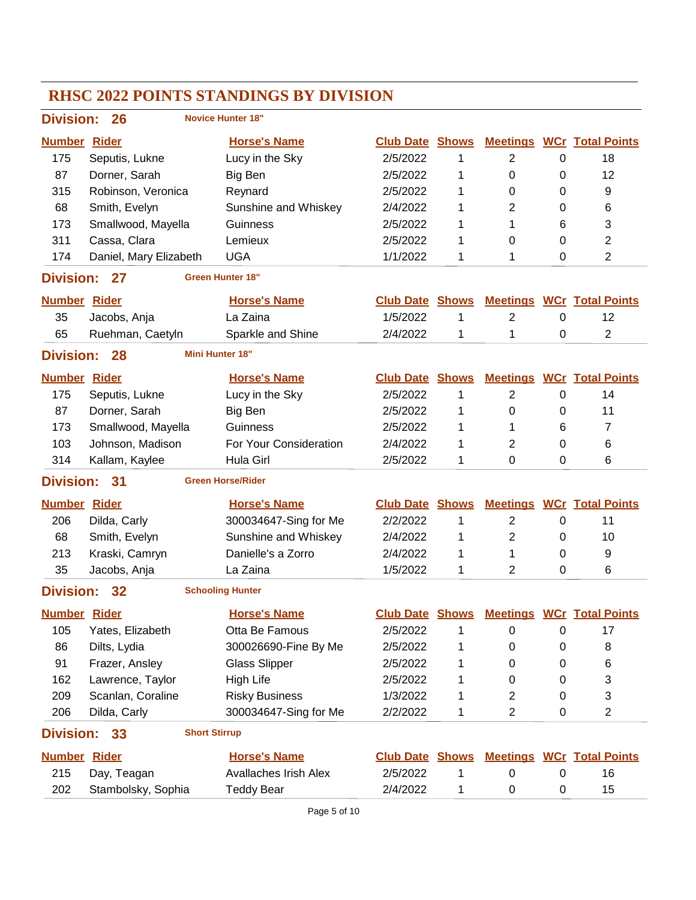# RHSC 2022 POINTS STANDINGS BY DIVISION

## Division: 26 — Novice Hunter 18"

| Number | Rider | Horse's Name | Club Date | Shows | Meetings | WCr | Total Points |
|---|---|---|---|---|---|---|---|
| 175 | Seputis, Lukne | Lucy in the Sky | 2/5/2022 | 1 | 2 | 0 | 18 |
| 87 | Dorner, Sarah | Big Ben | 2/5/2022 | 1 | 0 | 0 | 12 |
| 315 | Robinson, Veronica | Reynard | 2/5/2022 | 1 | 0 | 0 | 9 |
| 68 | Smith, Evelyn | Sunshine and Whiskey | 2/4/2022 | 1 | 2 | 0 | 6 |
| 173 | Smallwood, Mayella | Guinness | 2/5/2022 | 1 | 1 | 6 | 3 |
| 311 | Cassa, Clara | Lemieux | 2/5/2022 | 1 | 0 | 0 | 2 |
| 174 | Daniel, Mary Elizabeth | UGA | 1/1/2022 | 1 | 1 | 0 | 2 |

## Division: 27 — Green Hunter 18"

| Number | Rider | Horse's Name | Club Date | Shows | Meetings | WCr | Total Points |
|---|---|---|---|---|---|---|---|
| 35 | Jacobs, Anja | La Zaina | 1/5/2022 | 1 | 2 | 0 | 12 |
| 65 | Ruehman, Caetyln | Sparkle and Shine | 2/4/2022 | 1 | 1 | 0 | 2 |

## Division: 28 — Mini Hunter 18"

| Number | Rider | Horse's Name | Club Date | Shows | Meetings | WCr | Total Points |
|---|---|---|---|---|---|---|---|
| 175 | Seputis, Lukne | Lucy in the Sky | 2/5/2022 | 1 | 2 | 0 | 14 |
| 87 | Dorner, Sarah | Big Ben | 2/5/2022 | 1 | 0 | 0 | 11 |
| 173 | Smallwood, Mayella | Guinness | 2/5/2022 | 1 | 1 | 6 | 7 |
| 103 | Johnson, Madison | For Your Consideration | 2/4/2022 | 1 | 2 | 0 | 6 |
| 314 | Kallam, Kaylee | Hula Girl | 2/5/2022 | 1 | 0 | 0 | 6 |

## Division: 31 — Green Horse/Rider

| Number | Rider | Horse's Name | Club Date | Shows | Meetings | WCr | Total Points |
|---|---|---|---|---|---|---|---|
| 206 | Dilda, Carly | 300034647-Sing for Me | 2/2/2022 | 1 | 2 | 0 | 11 |
| 68 | Smith, Evelyn | Sunshine and Whiskey | 2/4/2022 | 1 | 2 | 0 | 10 |
| 213 | Kraski, Camryn | Danielle's a Zorro | 2/4/2022 | 1 | 1 | 0 | 9 |
| 35 | Jacobs, Anja | La Zaina | 1/5/2022 | 1 | 2 | 0 | 6 |

## Division: 32 — Schooling Hunter

| Number | Rider | Horse's Name | Club Date | Shows | Meetings | WCr | Total Points |
|---|---|---|---|---|---|---|---|
| 105 | Yates, Elizabeth | Otta Be Famous | 2/5/2022 | 1 | 0 | 0 | 17 |
| 86 | Dilts, Lydia | 300026690-Fine By Me | 2/5/2022 | 1 | 0 | 0 | 8 |
| 91 | Frazer, Ansley | Glass Slipper | 2/5/2022 | 1 | 0 | 0 | 6 |
| 162 | Lawrence, Taylor | High Life | 2/5/2022 | 1 | 0 | 0 | 3 |
| 209 | Scanlan, Coraline | Risky Business | 1/3/2022 | 1 | 2 | 0 | 3 |
| 206 | Dilda, Carly | 300034647-Sing for Me | 2/2/2022 | 1 | 2 | 0 | 2 |

## Division: 33 — Short Stirrup

| Number | Rider | Horse's Name | Club Date | Shows | Meetings | WCr | Total Points |
|---|---|---|---|---|---|---|---|
| 215 | Day, Teagan | Avallaches Irish Alex | 2/5/2022 | 1 | 0 | 0 | 16 |
| 202 | Stambolsky, Sophia | Teddy Bear | 2/4/2022 | 1 | 0 | 0 | 15 |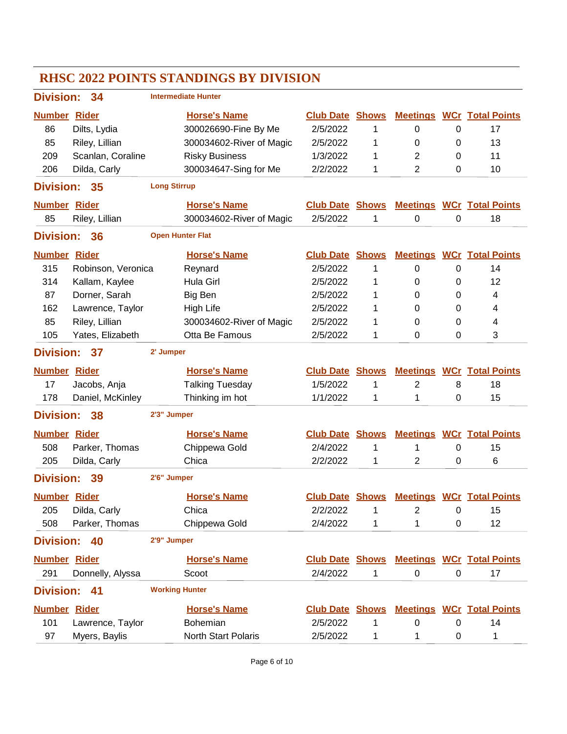# RHSC 2022 POINTS STANDINGS BY DIVISION

## Division: 34 — Intermediate Hunter

| Number | Rider | Horse's Name | Club Date | Shows | Meetings | WCr | Total Points |
|---|---|---|---|---|---|---|---|
| 86 | Dilts, Lydia | 300026690-Fine By Me | 2/5/2022 | 1 | 0 | 0 | 17 |
| 85 | Riley, Lillian | 300034602-River of Magic | 2/5/2022 | 1 | 0 | 0 | 13 |
| 209 | Scanlan, Coraline | Risky Business | 1/3/2022 | 1 | 2 | 0 | 11 |
| 206 | Dilda, Carly | 300034647-Sing for Me | 2/2/2022 | 1 | 2 | 0 | 10 |

## Division: 35 — Long Stirrup

| Number | Rider | Horse's Name | Club Date | Shows | Meetings | WCr | Total Points |
|---|---|---|---|---|---|---|---|
| 85 | Riley, Lillian | 300034602-River of Magic | 2/5/2022 | 1 | 0 | 0 | 18 |

## Division: 36 — Open Hunter Flat

| Number | Rider | Horse's Name | Club Date | Shows | Meetings | WCr | Total Points |
|---|---|---|---|---|---|---|---|
| 315 | Robinson, Veronica | Reynard | 2/5/2022 | 1 | 0 | 0 | 14 |
| 314 | Kallam, Kaylee | Hula Girl | 2/5/2022 | 1 | 0 | 0 | 12 |
| 87 | Dorner, Sarah | Big Ben | 2/5/2022 | 1 | 0 | 0 | 4 |
| 162 | Lawrence, Taylor | High Life | 2/5/2022 | 1 | 0 | 0 | 4 |
| 85 | Riley, Lillian | 300034602-River of Magic | 2/5/2022 | 1 | 0 | 0 | 4 |
| 105 | Yates, Elizabeth | Otta Be Famous | 2/5/2022 | 1 | 0 | 0 | 3 |

## Division: 37 — 2' Jumper

| Number | Rider | Horse's Name | Club Date | Shows | Meetings | WCr | Total Points |
|---|---|---|---|---|---|---|---|
| 17 | Jacobs, Anja | Talking Tuesday | 1/5/2022 | 1 | 2 | 8 | 18 |
| 178 | Daniel, McKinley | Thinking im hot | 1/1/2022 | 1 | 1 | 0 | 15 |

## Division: 38 — 2'3" Jumper

| Number | Rider | Horse's Name | Club Date | Shows | Meetings | WCr | Total Points |
|---|---|---|---|---|---|---|---|
| 508 | Parker, Thomas | Chippewa Gold | 2/4/2022 | 1 | 1 | 0 | 15 |
| 205 | Dilda, Carly | Chica | 2/2/2022 | 1 | 2 | 0 | 6 |

## Division: 39 — 2'6" Jumper

| Number | Rider | Horse's Name | Club Date | Shows | Meetings | WCr | Total Points |
|---|---|---|---|---|---|---|---|
| 205 | Dilda, Carly | Chica | 2/2/2022 | 1 | 2 | 0 | 15 |
| 508 | Parker, Thomas | Chippewa Gold | 2/4/2022 | 1 | 1 | 0 | 12 |

## Division: 40 — 2'9" Jumper

| Number | Rider | Horse's Name | Club Date | Shows | Meetings | WCr | Total Points |
|---|---|---|---|---|---|---|---|
| 291 | Donnelly, Alyssa | Scoot | 2/4/2022 | 1 | 0 | 0 | 17 |

## Division: 41 — Working Hunter

| Number | Rider | Horse's Name | Club Date | Shows | Meetings | WCr | Total Points |
|---|---|---|---|---|---|---|---|
| 101 | Lawrence, Taylor | Bohemian | 2/5/2022 | 1 | 0 | 0 | 14 |
| 97 | Myers, Baylis | North Start Polaris | 2/5/2022 | 1 | 1 | 0 | 1 |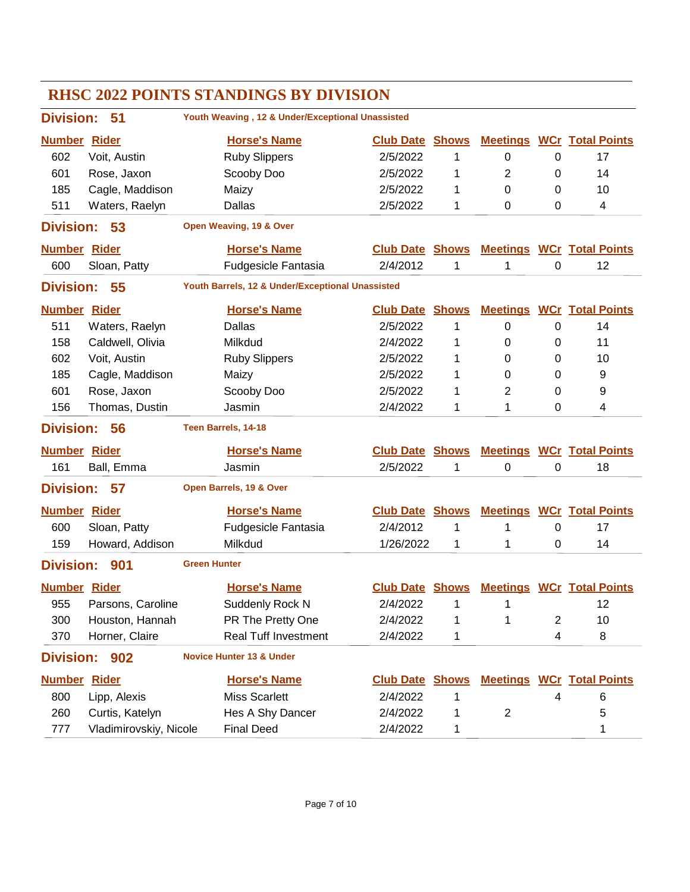# RHSC 2022 POINTS STANDINGS BY DIVISION

## Division: 51 — Youth Weaving , 12 & Under/Exceptional Unassisted

| Number | Rider | Horse's Name | Club Date | Shows | Meetings | WCr | Total Points |
|---|---|---|---|---|---|---|---|
| 602 | Voit, Austin | Ruby Slippers | 2/5/2022 | 1 | 0 | 0 | 17 |
| 601 | Rose, Jaxon | Scooby Doo | 2/5/2022 | 1 | 2 | 0 | 14 |
| 185 | Cagle, Maddison | Maizy | 2/5/2022 | 1 | 0 | 0 | 10 |
| 511 | Waters, Raelyn | Dallas | 2/5/2022 | 1 | 0 | 0 | 4 |

## Division: 53 — Open Weaving, 19 & Over

| Number | Rider | Horse's Name | Club Date | Shows | Meetings | WCr | Total Points |
|---|---|---|---|---|---|---|---|
| 600 | Sloan, Patty | Fudgesicle Fantasia | 2/4/2012 | 1 | 1 | 0 | 12 |

## Division: 55 — Youth Barrels, 12 & Under/Exceptional Unassisted

| Number | Rider | Horse's Name | Club Date | Shows | Meetings | WCr | Total Points |
|---|---|---|---|---|---|---|---|
| 511 | Waters, Raelyn | Dallas | 2/5/2022 | 1 | 0 | 0 | 14 |
| 158 | Caldwell, Olivia | Milkdud | 2/4/2022 | 1 | 0 | 0 | 11 |
| 602 | Voit, Austin | Ruby Slippers | 2/5/2022 | 1 | 0 | 0 | 10 |
| 185 | Cagle, Maddison | Maizy | 2/5/2022 | 1 | 0 | 0 | 9 |
| 601 | Rose, Jaxon | Scooby Doo | 2/5/2022 | 1 | 2 | 0 | 9 |
| 156 | Thomas, Dustin | Jasmin | 2/4/2022 | 1 | 1 | 0 | 4 |

## Division: 56 — Teen Barrels, 14-18

| Number | Rider | Horse's Name | Club Date | Shows | Meetings | WCr | Total Points |
|---|---|---|---|---|---|---|---|
| 161 | Ball, Emma | Jasmin | 2/5/2022 | 1 | 0 | 0 | 18 |

## Division: 57 — Open Barrels, 19 & Over

| Number | Rider | Horse's Name | Club Date | Shows | Meetings | WCr | Total Points |
|---|---|---|---|---|---|---|---|
| 600 | Sloan, Patty | Fudgesicle Fantasia | 2/4/2012 | 1 | 1 | 0 | 17 |
| 159 | Howard, Addison | Milkdud | 1/26/2022 | 1 | 1 | 0 | 14 |

## Division: 901 — Green Hunter

| Number | Rider | Horse's Name | Club Date | Shows | Meetings | WCr | Total Points |
|---|---|---|---|---|---|---|---|
| 955 | Parsons, Caroline | Suddenly Rock N | 2/4/2022 | 1 | 1 | | 12 |
| 300 | Houston, Hannah | PR The Pretty One | 2/4/2022 | 1 | 1 | 2 | 10 |
| 370 | Horner, Claire | Real Tuff Investment | 2/4/2022 | 1 | | 4 | 8 |

## Division: 902 — Novice Hunter 13 & Under

| Number | Rider | Horse's Name | Club Date | Shows | Meetings | WCr | Total Points |
|---|---|---|---|---|---|---|---|
| 800 | Lipp, Alexis | Miss Scarlett | 2/4/2022 | 1 | | 4 | 6 |
| 260 | Curtis, Katelyn | Hes A Shy Dancer | 2/4/2022 | 1 | 2 | | 5 |
| 777 | Vladimirovskiy, Nicole | Final Deed | 2/4/2022 | 1 | | | 1 |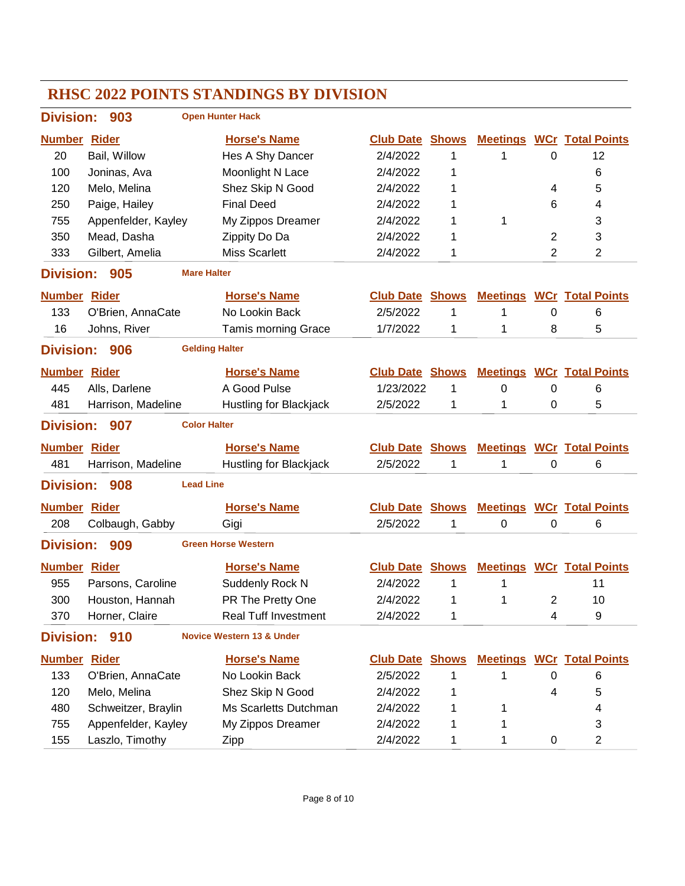# RHSC 2022 POINTS STANDINGS BY DIVISION

## Division: 903 — Open Hunter Hack

| Number | Rider | Horse's Name | Club Date | Shows | Meetings | WCr | Total Points |
|---|---|---|---|---|---|---|---|
| 20 | Bail, Willow | Hes A Shy Dancer | 2/4/2022 | 1 | 1 | 0 | 12 |
| 100 | Joninas, Ava | Moonlight N Lace | 2/4/2022 | 1 | | | 6 |
| 120 | Melo, Melina | Shez Skip N Good | 2/4/2022 | 1 | | 4 | 5 |
| 250 | Paige, Hailey | Final Deed | 2/4/2022 | 1 | | 6 | 4 |
| 755 | Appenfelder, Kayley | My Zippos Dreamer | 2/4/2022 | 1 | 1 | | 3 |
| 350 | Mead, Dasha | Zippity Do Da | 2/4/2022 | 1 | | 2 | 3 |
| 333 | Gilbert, Amelia | Miss Scarlett | 2/4/2022 | 1 | | 2 | 2 |

## Division: 905 — Mare Halter

| Number | Rider | Horse's Name | Club Date | Shows | Meetings | WCr | Total Points |
|---|---|---|---|---|---|---|---|
| 133 | O'Brien, AnnaCate | No Lookin Back | 2/5/2022 | 1 | 1 | 0 | 6 |
| 16 | Johns, River | Tamis morning Grace | 1/7/2022 | 1 | 1 | 8 | 5 |

## Division: 906 — Gelding Halter

| Number | Rider | Horse's Name | Club Date | Shows | Meetings | WCr | Total Points |
|---|---|---|---|---|---|---|---|
| 445 | Alls, Darlene | A Good Pulse | 1/23/2022 | 1 | 0 | 0 | 6 |
| 481 | Harrison, Madeline | Hustling for Blackjack | 2/5/2022 | 1 | 1 | 0 | 5 |

## Division: 907 — Color Halter

| Number | Rider | Horse's Name | Club Date | Shows | Meetings | WCr | Total Points |
|---|---|---|---|---|---|---|---|
| 481 | Harrison, Madeline | Hustling for Blackjack | 2/5/2022 | 1 | 1 | 0 | 6 |

## Division: 908 — Lead Line

| Number | Rider | Horse's Name | Club Date | Shows | Meetings | WCr | Total Points |
|---|---|---|---|---|---|---|---|
| 208 | Colbaugh, Gabby | Gigi | 2/5/2022 | 1 | 0 | 0 | 6 |

## Division: 909 — Green Horse Western

| Number | Rider | Horse's Name | Club Date | Shows | Meetings | WCr | Total Points |
|---|---|---|---|---|---|---|---|
| 955 | Parsons, Caroline | Suddenly Rock N | 2/4/2022 | 1 | 1 | | 11 |
| 300 | Houston, Hannah | PR The Pretty One | 2/4/2022 | 1 | 1 | 2 | 10 |
| 370 | Horner, Claire | Real Tuff Investment | 2/4/2022 | 1 | | 4 | 9 |

## Division: 910 — Novice Western 13 & Under

| Number | Rider | Horse's Name | Club Date | Shows | Meetings | WCr | Total Points |
|---|---|---|---|---|---|---|---|
| 133 | O'Brien, AnnaCate | No Lookin Back | 2/5/2022 | 1 | 1 | 0 | 6 |
| 120 | Melo, Melina | Shez Skip N Good | 2/4/2022 | 1 | | 4 | 5 |
| 480 | Schweitzer, Braylin | Ms Scarletts Dutchman | 2/4/2022 | 1 | 1 | | 4 |
| 755 | Appenfelder, Kayley | My Zippos Dreamer | 2/4/2022 | 1 | 1 | | 3 |
| 155 | Laszlo, Timothy | Zipp | 2/4/2022 | 1 | 1 | 0 | 2 |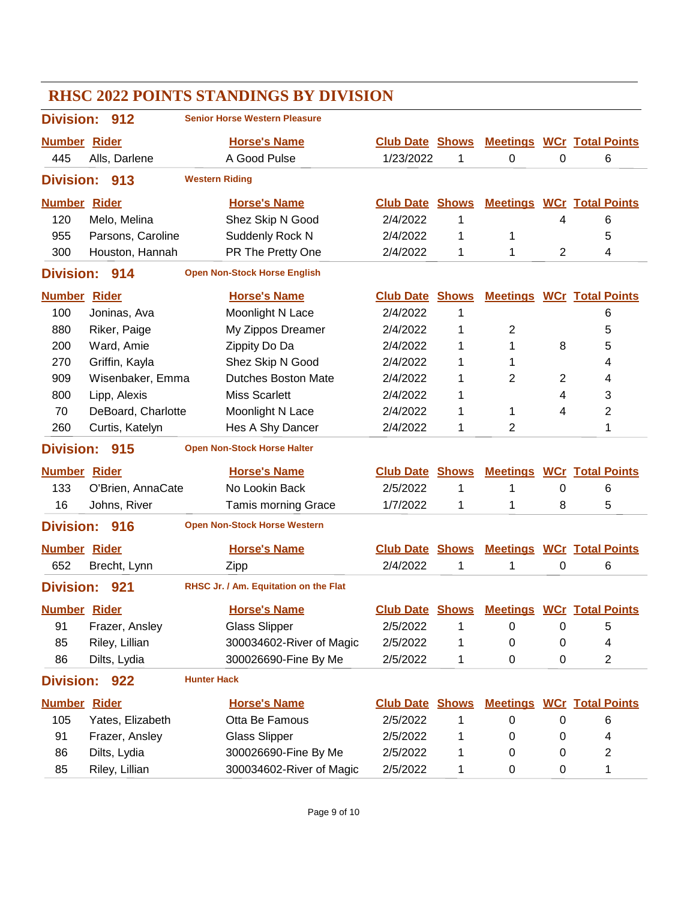# RHSC 2022 POINTS STANDINGS BY DIVISION

## Division: 912 — Senior Horse Western Pleasure

| Number | Rider | Horse's Name | Club Date | Shows | Meetings | WCr | Total Points |
|---|---|---|---|---|---|---|---|
| 445 | Alls, Darlene | A Good Pulse | 1/23/2022 | 1 | 0 | 0 | 6 |

## Division: 913 — Western Riding

| Number | Rider | Horse's Name | Club Date | Shows | Meetings | WCr | Total Points |
|---|---|---|---|---|---|---|---|
| 120 | Melo, Melina | Shez Skip N Good | 2/4/2022 | 1 | | 4 | 6 |
| 955 | Parsons, Caroline | Suddenly Rock N | 2/4/2022 | 1 | 1 | | 5 |
| 300 | Houston, Hannah | PR The Pretty One | 2/4/2022 | 1 | 1 | 2 | 4 |

## Division: 914 — Open Non-Stock Horse English

| Number | Rider | Horse's Name | Club Date | Shows | Meetings | WCr | Total Points |
|---|---|---|---|---|---|---|---|
| 100 | Joninas, Ava | Moonlight N Lace | 2/4/2022 | 1 | | | 6 |
| 880 | Riker, Paige | My Zippos Dreamer | 2/4/2022 | 1 | 2 | | 5 |
| 200 | Ward, Amie | Zippity Do Da | 2/4/2022 | 1 | 1 | 8 | 5 |
| 270 | Griffin, Kayla | Shez Skip N Good | 2/4/2022 | 1 | 1 | | 4 |
| 909 | Wisenbaker, Emma | Dutches Boston Mate | 2/4/2022 | 1 | 2 | 2 | 4 |
| 800 | Lipp, Alexis | Miss Scarlett | 2/4/2022 | 1 | | 4 | 3 |
| 70 | DeBoard, Charlotte | Moonlight N Lace | 2/4/2022 | 1 | 1 | 4 | 2 |
| 260 | Curtis, Katelyn | Hes A Shy Dancer | 2/4/2022 | 1 | 2 | | 1 |

## Division: 915 — Open Non-Stock Horse Halter

| Number | Rider | Horse's Name | Club Date | Shows | Meetings | WCr | Total Points |
|---|---|---|---|---|---|---|---|
| 133 | O'Brien, AnnaCate | No Lookin Back | 2/5/2022 | 1 | 1 | 0 | 6 |
| 16 | Johns, River | Tamis morning Grace | 1/7/2022 | 1 | 1 | 8 | 5 |

## Division: 916 — Open Non-Stock Horse Western

| Number | Rider | Horse's Name | Club Date | Shows | Meetings | WCr | Total Points |
|---|---|---|---|---|---|---|---|
| 652 | Brecht, Lynn | Zipp | 2/4/2022 | 1 | 1 | 0 | 6 |

## Division: 921 — RHSC Jr. / Am. Equitation on the Flat

| Number | Rider | Horse's Name | Club Date | Shows | Meetings | WCr | Total Points |
|---|---|---|---|---|---|---|---|
| 91 | Frazer, Ansley | Glass Slipper | 2/5/2022 | 1 | 0 | 0 | 5 |
| 85 | Riley, Lillian | 300034602-River of Magic | 2/5/2022 | 1 | 0 | 0 | 4 |
| 86 | Dilts, Lydia | 300026690-Fine By Me | 2/5/2022 | 1 | 0 | 0 | 2 |

## Division: 922 — Hunter Hack

| Number | Rider | Horse's Name | Club Date | Shows | Meetings | WCr | Total Points |
|---|---|---|---|---|---|---|---|
| 105 | Yates, Elizabeth | Otta Be Famous | 2/5/2022 | 1 | 0 | 0 | 6 |
| 91 | Frazer, Ansley | Glass Slipper | 2/5/2022 | 1 | 0 | 0 | 4 |
| 86 | Dilts, Lydia | 300026690-Fine By Me | 2/5/2022 | 1 | 0 | 0 | 2 |
| 85 | Riley, Lillian | 300034602-River of Magic | 2/5/2022 | 1 | 0 | 0 | 1 |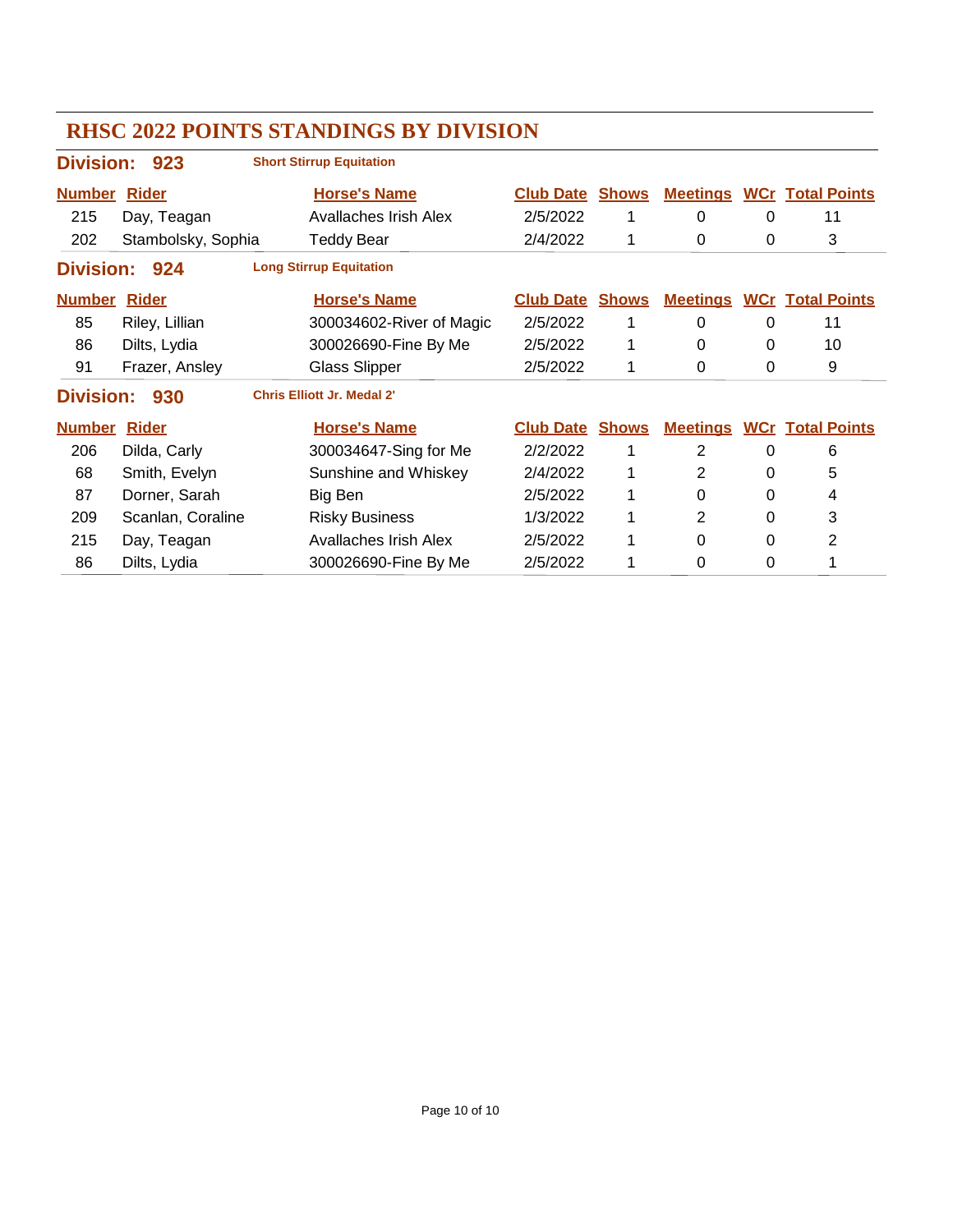# RHSC 2022 POINTS STANDINGS BY DIVISION

## Division: 923 — Short Stirrup Equitation

| Number | Rider | Horse's Name | Club Date | Shows | Meetings | WCr | Total Points |
|---|---|---|---|---|---|---|---|
| 215 | Day, Teagan | Avallaches Irish Alex | 2/5/2022 | 1 | 0 | 0 | 11 |
| 202 | Stambolsky, Sophia | Teddy Bear | 2/4/2022 | 1 | 0 | 0 | 3 |

## Division: 924 — Long Stirrup Equitation

| Number | Rider | Horse's Name | Club Date | Shows | Meetings | WCr | Total Points |
|---|---|---|---|---|---|---|---|
| 85 | Riley, Lillian | 300034602-River of Magic | 2/5/2022 | 1 | 0 | 0 | 11 |
| 86 | Dilts, Lydia | 300026690-Fine By Me | 2/5/2022 | 1 | 0 | 0 | 10 |
| 91 | Frazer, Ansley | Glass Slipper | 2/5/2022 | 1 | 0 | 0 | 9 |

## Division: 930 — Chris Elliott Jr. Medal 2'

| Number | Rider | Horse's Name | Club Date | Shows | Meetings | WCr | Total Points |
|---|---|---|---|---|---|---|---|
| 206 | Dilda, Carly | 300034647-Sing for Me | 2/2/2022 | 1 | 2 | 0 | 6 |
| 68 | Smith, Evelyn | Sunshine and Whiskey | 2/4/2022 | 1 | 2 | 0 | 5 |
| 87 | Dorner, Sarah | Big Ben | 2/5/2022 | 1 | 0 | 0 | 4 |
| 209 | Scanlan, Coraline | Risky Business | 1/3/2022 | 1 | 2 | 0 | 3 |
| 215 | Day, Teagan | Avallaches Irish Alex | 2/5/2022 | 1 | 0 | 0 | 2 |
| 86 | Dilts, Lydia | 300026690-Fine By Me | 2/5/2022 | 1 | 0 | 0 | 1 |